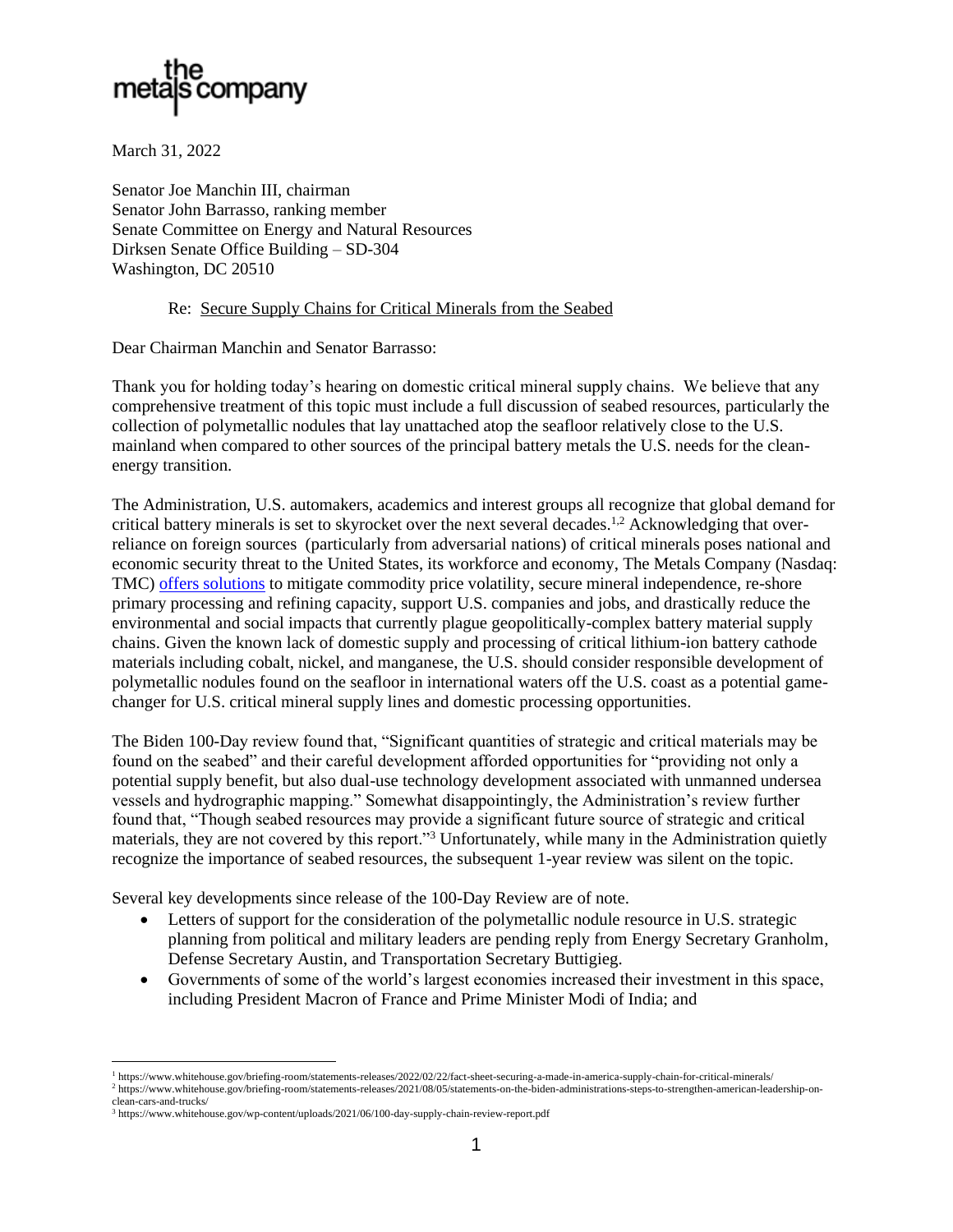the metals company

March 31, 2022

Senator Joe Manchin III, chairman
Senator John Barrasso, ranking member
Senate Committee on Energy and Natural Resources
Dirksen Senate Office Building – SD-304
Washington, DC 20510

Re: Secure Supply Chains for Critical Minerals from the Seabed

Dear Chairman Manchin and Senator Barrasso:

Thank you for holding today's hearing on domestic critical mineral supply chains. We believe that any comprehensive treatment of this topic must include a full discussion of seabed resources, particularly the collection of polymetallic nodules that lay unattached atop the seafloor relatively close to the U.S. mainland when compared to other sources of the principal battery metals the U.S. needs for the clean-energy transition.

The Administration, U.S. automakers, academics and interest groups all recognize that global demand for critical battery minerals is set to skyrocket over the next several decades.[1,2] Acknowledging that over-reliance on foreign sources (particularly from adversarial nations) of critical minerals poses national and economic security threat to the United States, its workforce and economy, The Metals Company (Nasdaq: TMC) offers solutions to mitigate commodity price volatility, secure mineral independence, re-shore primary processing and refining capacity, support U.S. companies and jobs, and drastically reduce the environmental and social impacts that currently plague geopolitically-complex battery material supply chains. Given the known lack of domestic supply and processing of critical lithium-ion battery cathode materials including cobalt, nickel, and manganese, the U.S. should consider responsible development of polymetallic nodules found on the seafloor in international waters off the U.S. coast as a potential game-changer for U.S. critical mineral supply lines and domestic processing opportunities.

The Biden 100-Day review found that, "Significant quantities of strategic and critical materials may be found on the seabed" and their careful development afforded opportunities for "providing not only a potential supply benefit, but also dual-use technology development associated with unmanned undersea vessels and hydrographic mapping." Somewhat disappointingly, the Administration's review further found that, "Though seabed resources may provide a significant future source of strategic and critical materials, they are not covered by this report."[3] Unfortunately, while many in the Administration quietly recognize the importance of seabed resources, the subsequent 1-year review was silent on the topic.

Several key developments since release of the 100-Day Review are of note.

- Letters of support for the consideration of the polymetallic nodule resource in U.S. strategic planning from political and military leaders are pending reply from Energy Secretary Granholm, Defense Secretary Austin, and Transportation Secretary Buttigieg.
- Governments of some of the world's largest economies increased their investment in this space, including President Macron of France and Prime Minister Modi of India; and

[1] https://www.whitehouse.gov/briefing-room/statements-releases/2022/02/22/fact-sheet-securing-a-made-in-america-supply-chain-for-critical-minerals/
[2] https://www.whitehouse.gov/briefing-room/statements-releases/2021/08/05/statements-on-the-biden-administrations-steps-to-strengthen-american-leadership-on-clean-cars-and-trucks/
[3] https://www.whitehouse.gov/wp-content/uploads/2021/06/100-day-supply-chain-review-report.pdf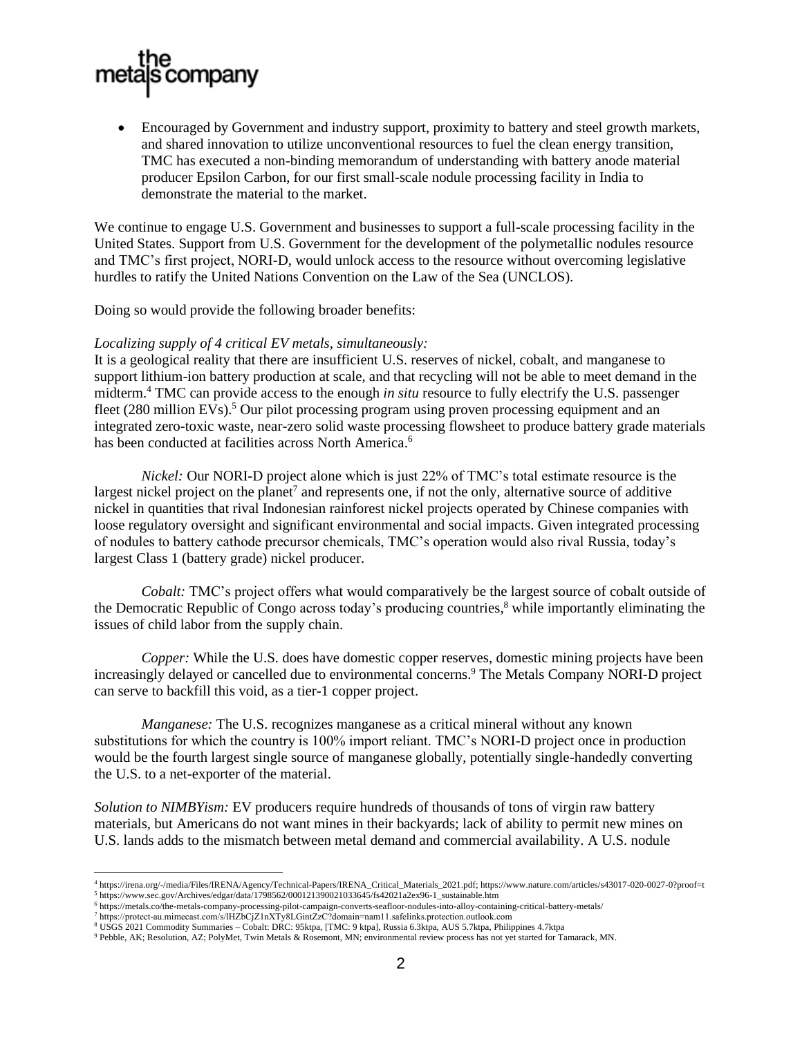- Encouraged by Government and industry support, proximity to battery and steel growth markets, and shared innovation to utilize unconventional resources to fuel the clean energy transition, TMC has executed a non-binding memorandum of understanding with battery anode material producer Epsilon Carbon, for our first small-scale nodule processing facility in India to demonstrate the material to the market.

We continue to engage U.S. Government and businesses to support a full-scale processing facility in the United States. Support from U.S. Government for the development of the polymetallic nodules resource and TMC's first project, NORI-D, would unlock access to the resource without overcoming legislative hurdles to ratify the United Nations Convention on the Law of the Sea (UNCLOS).

Doing so would provide the following broader benefits:

*Localizing supply of 4 critical EV metals, simultaneously:*
It is a geological reality that there are insufficient U.S. reserves of nickel, cobalt, and manganese to support lithium-ion battery production at scale, and that recycling will not be able to meet demand in the midterm.[4] TMC can provide access to the enough *in situ* resource to fully electrify the U.S. passenger fleet (280 million EVs).[5] Our pilot processing program using proven processing equipment and an integrated zero-toxic waste, near-zero solid waste processing flowsheet to produce battery grade materials has been conducted at facilities across North America.[6]

*Nickel:* Our NORI-D project alone which is just 22% of TMC's total estimate resource is the largest nickel project on the planet[7] and represents one, if not the only, alternative source of additive nickel in quantities that rival Indonesian rainforest nickel projects operated by Chinese companies with loose regulatory oversight and significant environmental and social impacts. Given integrated processing of nodules to battery cathode precursor chemicals, TMC's operation would also rival Russia, today's largest Class 1 (battery grade) nickel producer.

*Cobalt:* TMC's project offers what would comparatively be the largest source of cobalt outside of the Democratic Republic of Congo across today's producing countries,[8] while importantly eliminating the issues of child labor from the supply chain.

*Copper:* While the U.S. does have domestic copper reserves, domestic mining projects have been increasingly delayed or cancelled due to environmental concerns.[9] The Metals Company NORI-D project can serve to backfill this void, as a tier-1 copper project.

*Manganese:* The U.S. recognizes manganese as a critical mineral without any known substitutions for which the country is 100% import reliant. TMC's NORI-D project once in production would be the fourth largest single source of manganese globally, potentially single-handedly converting the U.S. to a net-exporter of the material.

*Solution to NIMBYism:* EV producers require hundreds of thousands of tons of virgin raw battery materials, but Americans do not want mines in their backyards; lack of ability to permit new mines on U.S. lands adds to the mismatch between metal demand and commercial availability. A U.S. nodule

---

[4] https://irena.org/-/media/Files/IRENA/Agency/Technical-Papers/IRENA_Critical_Materials_2021.pdf; https://www.nature.com/articles/s43017-020-0027-0?proof=t

[5] https://www.sec.gov/Archives/edgar/data/1798562/000121390021033645/fs42021a2ex96-1_sustainable.htm

[6] https://metals.co/the-metals-company-processing-pilot-campaign-converts-seafloor-nodules-into-alloy-containing-critical-battery-metals/

[7] https://protect-au.mimecast.com/s/lHZbCjZ1nXTy8LGintZzC?domain=nam11.safelinks.protection.outlook.com

[8] USGS 2021 Commodity Summaries – Cobalt: DRC: 95ktpa, [TMC: 9 ktpa], Russia 6.3ktpa, AUS 5.7ktpa, Philippines 4.7ktpa

[9] Pebble, AK; Resolution, AZ; PolyMet, Twin Metals & Rosemont, MN; environmental review process has not yet started for Tamarack, MN.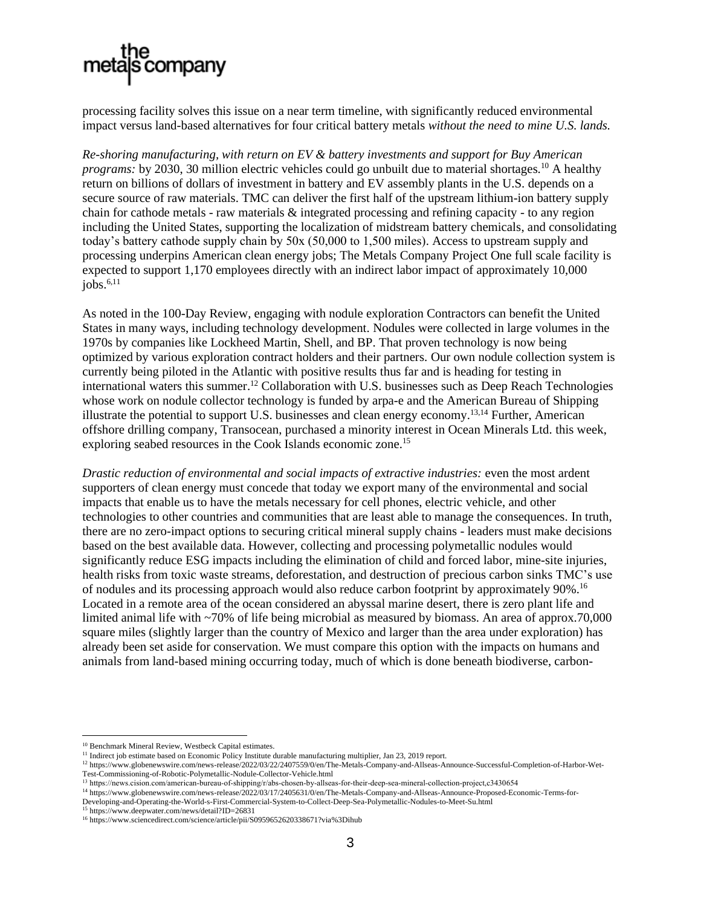processing facility solves this issue on a near term timeline, with significantly reduced environmental impact versus land-based alternatives for four critical battery metals *without the need to mine U.S. lands.*

*Re-shoring manufacturing, with return on EV & battery investments and support for Buy American programs:* by 2030, 30 million electric vehicles could go unbuilt due to material shortages.[10] A healthy return on billions of dollars of investment in battery and EV assembly plants in the U.S. depends on a secure source of raw materials. TMC can deliver the first half of the upstream lithium-ion battery supply chain for cathode metals - raw materials & integrated processing and refining capacity - to any region including the United States, supporting the localization of midstream battery chemicals, and consolidating today's battery cathode supply chain by 50x (50,000 to 1,500 miles). Access to upstream supply and processing underpins American clean energy jobs; The Metals Company Project One full scale facility is expected to support 1,170 employees directly with an indirect labor impact of approximately 10,000 jobs.[6,11]

As noted in the 100-Day Review, engaging with nodule exploration Contractors can benefit the United States in many ways, including technology development. Nodules were collected in large volumes in the 1970s by companies like Lockheed Martin, Shell, and BP. That proven technology is now being optimized by various exploration contract holders and their partners. Our own nodule collection system is currently being piloted in the Atlantic with positive results thus far and is heading for testing in international waters this summer.[12] Collaboration with U.S. businesses such as Deep Reach Technologies whose work on nodule collector technology is funded by arpa-e and the American Bureau of Shipping illustrate the potential to support U.S. businesses and clean energy economy.[13,14] Further, American offshore drilling company, Transocean, purchased a minority interest in Ocean Minerals Ltd. this week, exploring seabed resources in the Cook Islands economic zone.[15]

*Drastic reduction of environmental and social impacts of extractive industries:* even the most ardent supporters of clean energy must concede that today we export many of the environmental and social impacts that enable us to have the metals necessary for cell phones, electric vehicle, and other technologies to other countries and communities that are least able to manage the consequences. In truth, there are no zero-impact options to securing critical mineral supply chains - leaders must make decisions based on the best available data. However, collecting and processing polymetallic nodules would significantly reduce ESG impacts including the elimination of child and forced labor, mine-site injuries, health risks from toxic waste streams, deforestation, and destruction of precious carbon sinks TMC's use of nodules and its processing approach would also reduce carbon footprint by approximately 90%.[16] Located in a remote area of the ocean considered an abyssal marine desert, there is zero plant life and limited animal life with ~70% of life being microbial as measured by biomass. An area of approx.70,000 square miles (slightly larger than the country of Mexico and larger than the area under exploration) has already been set aside for conservation. We must compare this option with the impacts on humans and animals from land-based mining occurring today, much of which is done beneath biodiverse, carbon-

---

[10] Benchmark Mineral Review, Westbeck Capital estimates.

[11] Indirect job estimate based on Economic Policy Institute durable manufacturing multiplier, Jan 23, 2019 report.

[12] https://www.globenewswire.com/news-release/2022/03/22/2407559/0/en/The-Metals-Company-and-Allseas-Announce-Successful-Completion-of-Harbor-Wet-Test-Commissioning-of-Robotic-Polymetallic-Nodule-Collector-Vehicle.html

[13] https://news.cision.com/american-bureau-of-shipping/r/abs-chosen-by-allseas-for-their-deep-sea-mineral-collection-project,c3430654

[14] https://www.globenewswire.com/news-release/2022/03/17/2405631/0/en/The-Metals-Company-and-Allseas-Announce-Proposed-Economic-Terms-for-Developing-and-Operating-the-World-s-First-Commercial-System-to-Collect-Deep-Sea-Polymetallic-Nodules-to-Meet-Su.html

[15] https://www.deepwater.com/news/detail?ID=26831

[16] https://www.sciencedirect.com/science/article/pii/S0959652620338671?via%3Dihub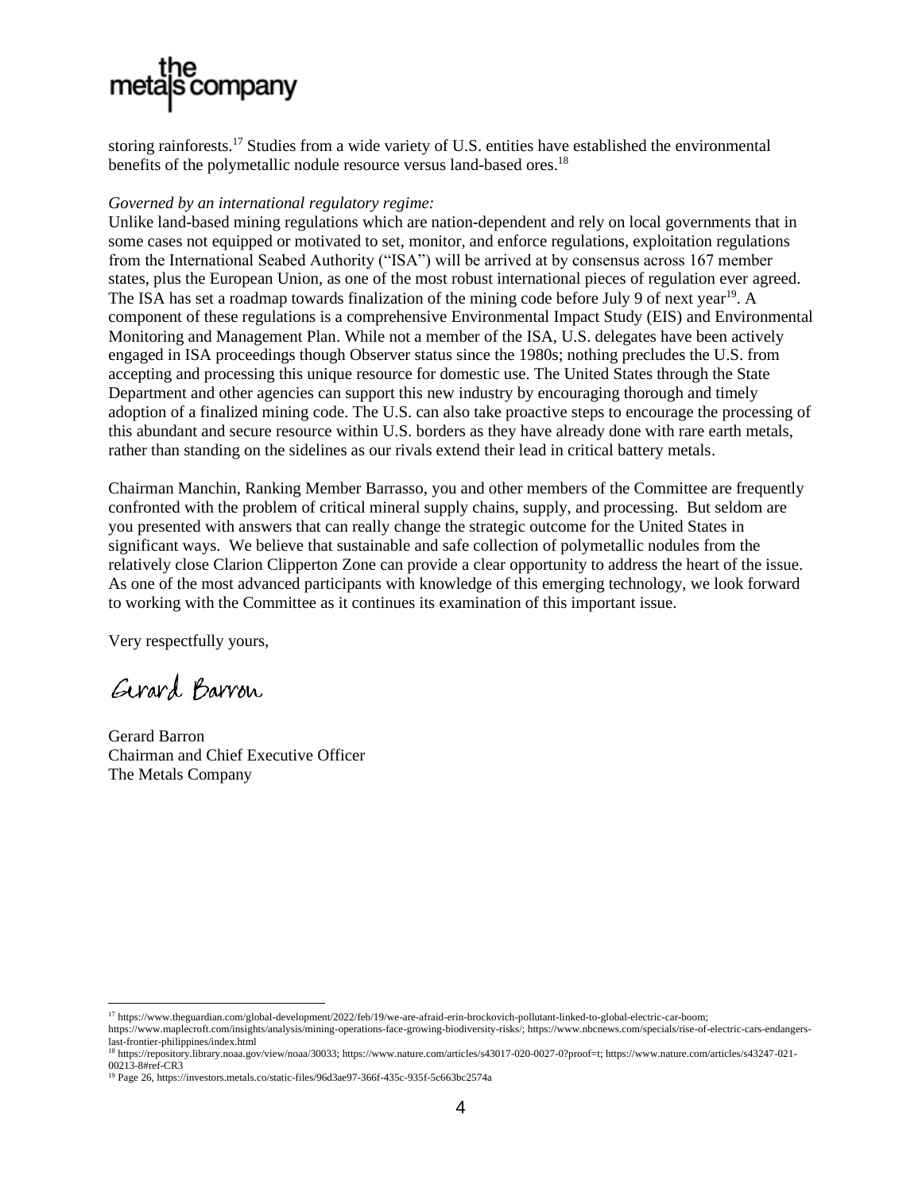storing rainforests.[17] Studies from a wide variety of U.S. entities have established the environmental benefits of the polymetallic nodule resource versus land-based ores.[18]

*Governed by an international regulatory regime:*
Unlike land-based mining regulations which are nation-dependent and rely on local governments that in some cases not equipped or motivated to set, monitor, and enforce regulations, exploitation regulations from the International Seabed Authority ("ISA") will be arrived at by consensus across 167 member states, plus the European Union, as one of the most robust international pieces of regulation ever agreed. The ISA has set a roadmap towards finalization of the mining code before July 9 of next year[19]. A component of these regulations is a comprehensive Environmental Impact Study (EIS) and Environmental Monitoring and Management Plan. While not a member of the ISA, U.S. delegates have been actively engaged in ISA proceedings though Observer status since the 1980s; nothing precludes the U.S. from accepting and processing this unique resource for domestic use. The United States through the State Department and other agencies can support this new industry by encouraging thorough and timely adoption of a finalized mining code. The U.S. can also take proactive steps to encourage the processing of this abundant and secure resource within U.S. borders as they have already done with rare earth metals, rather than standing on the sidelines as our rivals extend their lead in critical battery metals.

Chairman Manchin, Ranking Member Barrasso, you and other members of the Committee are frequently confronted with the problem of critical mineral supply chains, supply, and processing. But seldom are you presented with answers that can really change the strategic outcome for the United States in significant ways. We believe that sustainable and safe collection of polymetallic nodules from the relatively close Clarion Clipperton Zone can provide a clear opportunity to address the heart of the issue. As one of the most advanced participants with knowledge of this emerging technology, we look forward to working with the Committee as it continues its examination of this important issue.

Very respectfully yours,

Gerard Barron

Gerard Barron
Chairman and Chief Executive Officer
The Metals Company

---

[17] https://www.theguardian.com/global-development/2022/feb/19/we-are-afraid-erin-brockovich-pollutant-linked-to-global-electric-car-boom; https://www.maplecroft.com/insights/analysis/mining-operations-face-growing-biodiversity-risks/; https://www.nbcnews.com/specials/rise-of-electric-cars-endangers-last-frontier-philippines/index.html

[18] https://repository.library.noaa.gov/view/noaa/30033; https://www.nature.com/articles/s43017-020-0027-0?proof=t; https://www.nature.com/articles/s43247-021-00213-8#ref-CR3

[19] Page 26, https://investors.metals.co/static-files/96d3ae97-366f-435c-935f-5c663bc2574a